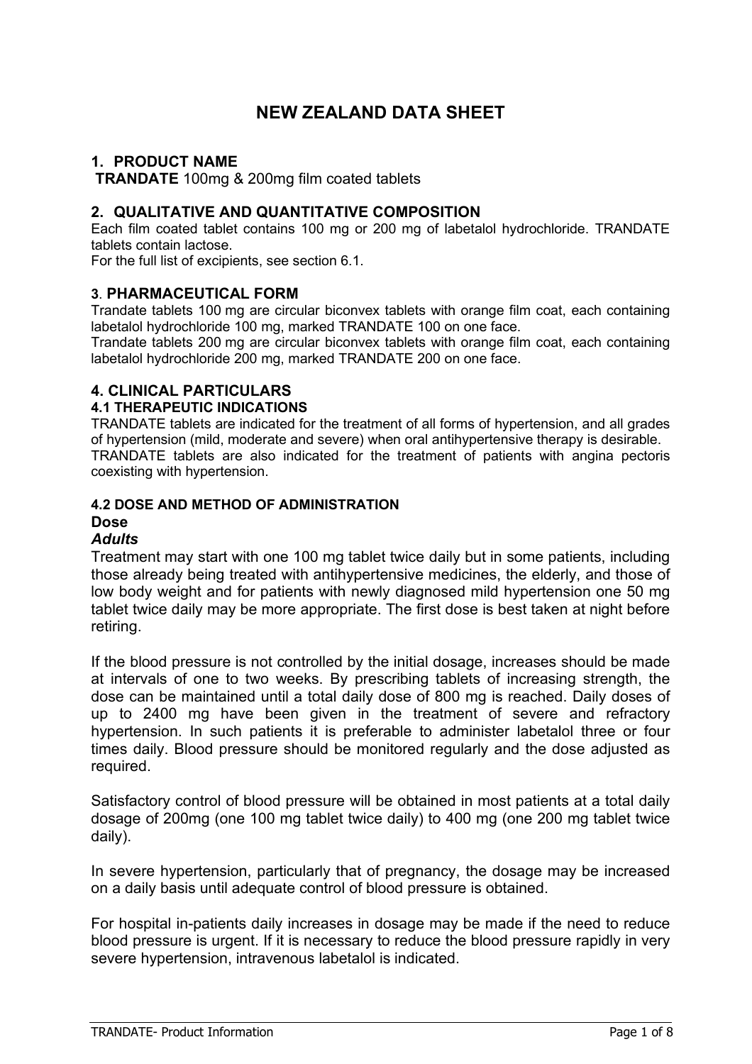# NEW ZEALAND DATA SHEET

## 1. PRODUCT NAME

**TRANDATE** 100mg & 200mg film coated tablets

## 2. QUALITATIVE AND QUANTITATIVE COMPOSITION

Each film coated tablet contains 100 mg or 200 mg of labetalol hydrochloride. TRANDATE tablets contain lactose.

For the full list of excipients, see section 6.1.

## 3. PHARMACEUTICAL FORM

Trandate tablets 100 mg are circular biconvex tablets with orange film coat, each containing labetalol hydrochloride 100 mg, marked TRANDATE 100 on one face.

Trandate tablets 200 mg are circular biconvex tablets with orange film coat, each containing labetalol hydrochloride 200 mg, marked TRANDATE 200 on one face.

## 4. CLINICAL PARTICULARS

### 4.1 THERAPEUTIC INDICATIONS

TRANDATE tablets are indicated for the treatment of all forms of hypertension, and all grades of hypertension (mild, moderate and severe) when oral antihypertensive therapy is desirable.

TRANDATE tablets are also indicated for the treatment of patients with angina pectoris coexisting with hypertension.

### 4.2 DOSE AND METHOD OF ADMINISTRATION

**Dose**

***Adults***

Treatment may start with one 100 mg tablet twice daily but in some patients, including those already being treated with antihypertensive medicines, the elderly, and those of low body weight and for patients with newly diagnosed mild hypertension one 50 mg tablet twice daily may be more appropriate. The first dose is best taken at night before retiring.

If the blood pressure is not controlled by the initial dosage, increases should be made at intervals of one to two weeks. By prescribing tablets of increasing strength, the dose can be maintained until a total daily dose of 800 mg is reached. Daily doses of up to 2400 mg have been given in the treatment of severe and refractory hypertension. In such patients it is preferable to administer labetalol three or four times daily. Blood pressure should be monitored regularly and the dose adjusted as required.

Satisfactory control of blood pressure will be obtained in most patients at a total daily dosage of 200mg (one 100 mg tablet twice daily) to 400 mg (one 200 mg tablet twice daily).

In severe hypertension, particularly that of pregnancy, the dosage may be increased on a daily basis until adequate control of blood pressure is obtained.

For hospital in-patients daily increases in dosage may be made if the need to reduce blood pressure is urgent. If it is necessary to reduce the blood pressure rapidly in very severe hypertension, intravenous labetalol is indicated.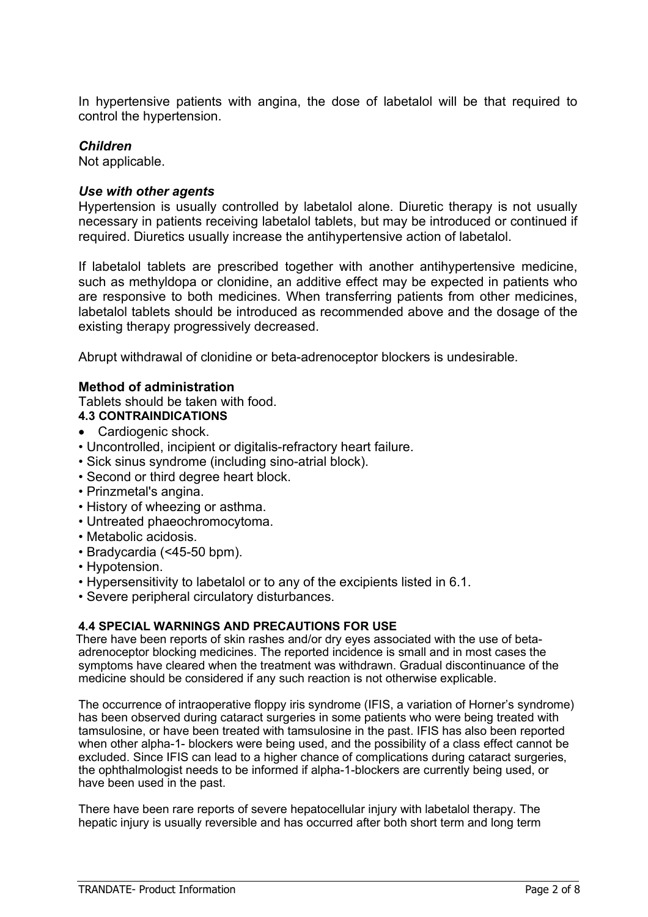In hypertensive patients with angina, the dose of labetalol will be that required to control the hypertension.

***Children***

Not applicable.

***Use with other agents***

Hypertension is usually controlled by labetalol alone. Diuretic therapy is not usually necessary in patients receiving labetalol tablets, but may be introduced or continued if required. Diuretics usually increase the antihypertensive action of labetalol.

If labetalol tablets are prescribed together with another antihypertensive medicine, such as methyldopa or clonidine, an additive effect may be expected in patients who are responsive to both medicines. When transferring patients from other medicines, labetalol tablets should be introduced as recommended above and the dosage of the existing therapy progressively decreased.

Abrupt withdrawal of clonidine or beta-adrenoceptor blockers is undesirable.

**Method of administration**

Tablets should be taken with food.

**4.3 CONTRAINDICATIONS**

- Cardiogenic shock.
- Uncontrolled, incipient or digitalis-refractory heart failure.
- Sick sinus syndrome (including sino-atrial block).
- Second or third degree heart block.
- Prinzmetal's angina.
- History of wheezing or asthma.
- Untreated phaeochromocytoma.
- Metabolic acidosis.
- Bradycardia (<45-50 bpm).
- Hypotension.
- Hypersensitivity to labetalol or to any of the excipients listed in 6.1.
- Severe peripheral circulatory disturbances.

**4.4 SPECIAL WARNINGS AND PRECAUTIONS FOR USE**

There have been reports of skin rashes and/or dry eyes associated with the use of beta-adrenoceptor blocking medicines. The reported incidence is small and in most cases the symptoms have cleared when the treatment was withdrawn. Gradual discontinuance of the medicine should be considered if any such reaction is not otherwise explicable.

The occurrence of intraoperative floppy iris syndrome (IFIS, a variation of Horner's syndrome) has been observed during cataract surgeries in some patients who were being treated with tamsulosine, or have been treated with tamsulosine in the past. IFIS has also been reported when other alpha-1- blockers were being used, and the possibility of a class effect cannot be excluded. Since IFIS can lead to a higher chance of complications during cataract surgeries, the ophthalmologist needs to be informed if alpha-1-blockers are currently being used, or have been used in the past.

There have been rare reports of severe hepatocellular injury with labetalol therapy. The hepatic injury is usually reversible and has occurred after both short term and long term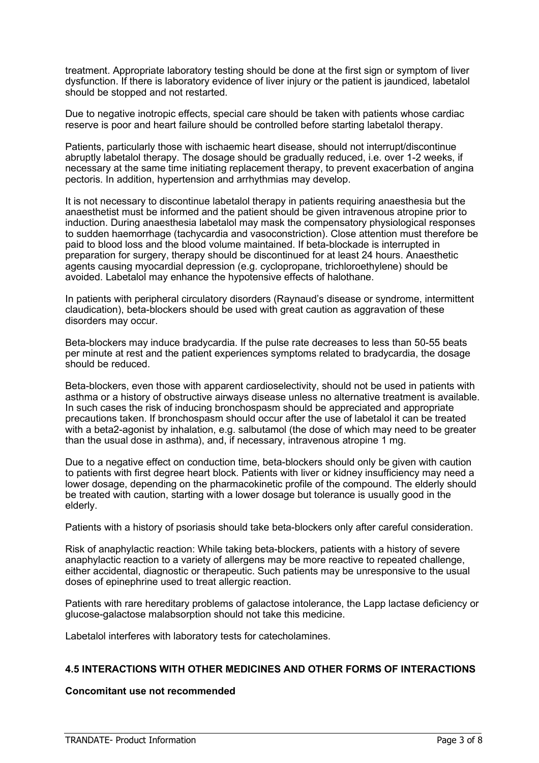treatment. Appropriate laboratory testing should be done at the first sign or symptom of liver dysfunction. If there is laboratory evidence of liver injury or the patient is jaundiced, labetalol should be stopped and not restarted.

Due to negative inotropic effects, special care should be taken with patients whose cardiac reserve is poor and heart failure should be controlled before starting labetalol therapy.

Patients, particularly those with ischaemic heart disease, should not interrupt/discontinue abruptly labetalol therapy. The dosage should be gradually reduced, i.e. over 1-2 weeks, if necessary at the same time initiating replacement therapy, to prevent exacerbation of angina pectoris. In addition, hypertension and arrhythmias may develop.

It is not necessary to discontinue labetalol therapy in patients requiring anaesthesia but the anaesthetist must be informed and the patient should be given intravenous atropine prior to induction. During anaesthesia labetalol may mask the compensatory physiological responses to sudden haemorrhage (tachycardia and vasoconstriction). Close attention must therefore be paid to blood loss and the blood volume maintained. If beta-blockade is interrupted in preparation for surgery, therapy should be discontinued for at least 24 hours. Anaesthetic agents causing myocardial depression (e.g. cyclopropane, trichloroethylene) should be avoided. Labetalol may enhance the hypotensive effects of halothane.

In patients with peripheral circulatory disorders (Raynaud's disease or syndrome, intermittent claudication), beta-blockers should be used with great caution as aggravation of these disorders may occur.

Beta-blockers may induce bradycardia. If the pulse rate decreases to less than 50-55 beats per minute at rest and the patient experiences symptoms related to bradycardia, the dosage should be reduced.

Beta-blockers, even those with apparent cardioselectivity, should not be used in patients with asthma or a history of obstructive airways disease unless no alternative treatment is available. In such cases the risk of inducing bronchospasm should be appreciated and appropriate precautions taken. If bronchospasm should occur after the use of labetalol it can be treated with a beta2-agonist by inhalation, e.g. salbutamol (the dose of which may need to be greater than the usual dose in asthma), and, if necessary, intravenous atropine 1 mg.

Due to a negative effect on conduction time, beta-blockers should only be given with caution to patients with first degree heart block. Patients with liver or kidney insufficiency may need a lower dosage, depending on the pharmacokinetic profile of the compound. The elderly should be treated with caution, starting with a lower dosage but tolerance is usually good in the elderly.

Patients with a history of psoriasis should take beta-blockers only after careful consideration.

Risk of anaphylactic reaction: While taking beta-blockers, patients with a history of severe anaphylactic reaction to a variety of allergens may be more reactive to repeated challenge, either accidental, diagnostic or therapeutic. Such patients may be unresponsive to the usual doses of epinephrine used to treat allergic reaction.

Patients with rare hereditary problems of galactose intolerance, the Lapp lactase deficiency or glucose-galactose malabsorption should not take this medicine.

Labetalol interferes with laboratory tests for catecholamines.

## 4.5 INTERACTIONS WITH OTHER MEDICINES AND OTHER FORMS OF INTERACTIONS

**Concomitant use not recommended**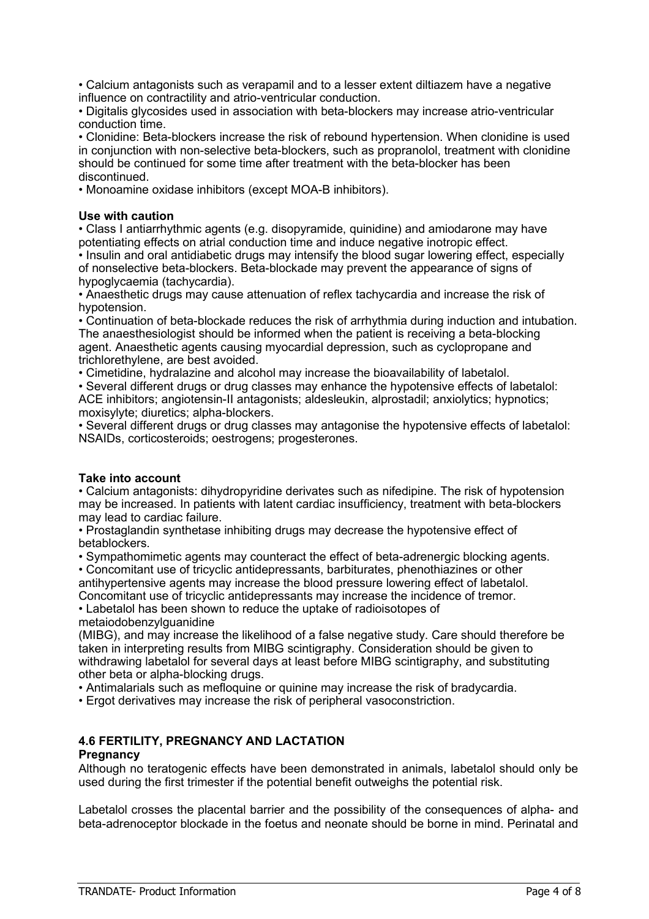- Calcium antagonists such as verapamil and to a lesser extent diltiazem have a negative influence on contractility and atrio-ventricular conduction.
- Digitalis glycosides used in association with beta-blockers may increase atrio-ventricular conduction time.
- Clonidine: Beta-blockers increase the risk of rebound hypertension. When clonidine is used in conjunction with non-selective beta-blockers, such as propranolol, treatment with clonidine should be continued for some time after treatment with the beta-blocker has been discontinued.
- Monoamine oxidase inhibitors (except MOA-B inhibitors).

**Use with caution**

- Class I antiarrhythmic agents (e.g. disopyramide, quinidine) and amiodarone may have potentiating effects on atrial conduction time and induce negative inotropic effect.
- Insulin and oral antidiabetic drugs may intensify the blood sugar lowering effect, especially of nonselective beta-blockers. Beta-blockade may prevent the appearance of signs of hypoglycaemia (tachycardia).
- Anaesthetic drugs may cause attenuation of reflex tachycardia and increase the risk of hypotension.
- Continuation of beta-blockade reduces the risk of arrhythmia during induction and intubation. The anaesthesiologist should be informed when the patient is receiving a beta-blocking agent. Anaesthetic agents causing myocardial depression, such as cyclopropane and trichlorethylene, are best avoided.
- Cimetidine, hydralazine and alcohol may increase the bioavailability of labetalol.
- Several different drugs or drug classes may enhance the hypotensive effects of labetalol: ACE inhibitors; angiotensin-II antagonists; aldesleukin, alprostadil; anxiolytics; hypnotics; moxisylyte; diuretics; alpha-blockers.
- Several different drugs or drug classes may antagonise the hypotensive effects of labetalol: NSAIDs, corticosteroids; oestrogens; progesterones.

**Take into account**

- Calcium antagonists: dihydropyridine derivates such as nifedipine. The risk of hypotension may be increased. In patients with latent cardiac insufficiency, treatment with beta-blockers may lead to cardiac failure.
- Prostaglandin synthetase inhibiting drugs may decrease the hypotensive effect of betablockers.
- Sympathomimetic agents may counteract the effect of beta-adrenergic blocking agents.
- Concomitant use of tricyclic antidepressants, barbiturates, phenothiazines or other antihypertensive agents may increase the blood pressure lowering effect of labetalol. Concomitant use of tricyclic antidepressants may increase the incidence of tremor.
- Labetalol has been shown to reduce the uptake of radioisotopes of metaiodobenzylguanidine (MIBG), and may increase the likelihood of a false negative study. Care should therefore be taken in interpreting results from MIBG scintigraphy. Consideration should be given to withdrawing labetalol for several days at least before MIBG scintigraphy, and substituting other beta or alpha-blocking drugs.
- Antimalarials such as mefloquine or quinine may increase the risk of bradycardia.
- Ergot derivatives may increase the risk of peripheral vasoconstriction.

## 4.6 FERTILITY, PREGNANCY AND LACTATION

**Pregnancy**

Although no teratogenic effects have been demonstrated in animals, labetalol should only be used during the first trimester if the potential benefit outweighs the potential risk.

Labetalol crosses the placental barrier and the possibility of the consequences of alpha- and beta-adrenoceptor blockade in the foetus and neonate should be borne in mind. Perinatal and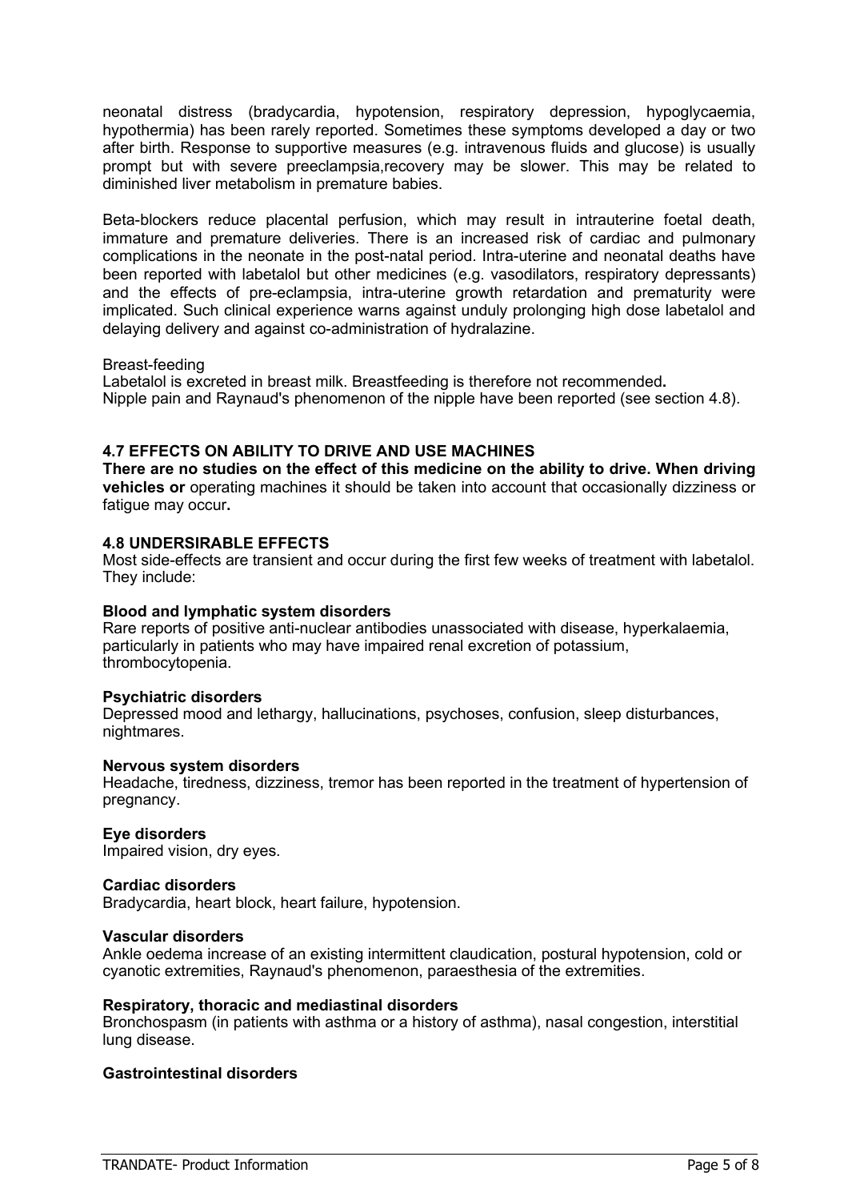neonatal distress (bradycardia, hypotension, respiratory depression, hypoglycaemia, hypothermia) has been rarely reported. Sometimes these symptoms developed a day or two after birth. Response to supportive measures (e.g. intravenous fluids and glucose) is usually prompt but with severe preeclampsia,recovery may be slower. This may be related to diminished liver metabolism in premature babies.

Beta-blockers reduce placental perfusion, which may result in intrauterine foetal death, immature and premature deliveries. There is an increased risk of cardiac and pulmonary complications in the neonate in the post-natal period. Intra-uterine and neonatal deaths have been reported with labetalol but other medicines (e.g. vasodilators, respiratory depressants) and the effects of pre-eclampsia, intra-uterine growth retardation and prematurity were implicated. Such clinical experience warns against unduly prolonging high dose labetalol and delaying delivery and against co-administration of hydralazine.

Breast-feeding

Labetalol is excreted in breast milk. Breastfeeding is therefore not recommended**.**
Nipple pain and Raynaud's phenomenon of the nipple have been reported (see section 4.8).

## 4.7 EFFECTS ON ABILITY TO DRIVE AND USE MACHINES

**There are no studies on the effect of this medicine on the ability to drive. When driving vehicles or** operating machines it should be taken into account that occasionally dizziness or fatigue may occur**.**

## 4.8 UNDERSIRABLE EFFECTS

Most side-effects are transient and occur during the first few weeks of treatment with labetalol. They include:

**Blood and lymphatic system disorders**

Rare reports of positive anti-nuclear antibodies unassociated with disease, hyperkalaemia, particularly in patients who may have impaired renal excretion of potassium, thrombocytopenia.

**Psychiatric disorders**

Depressed mood and lethargy, hallucinations, psychoses, confusion, sleep disturbances, nightmares.

**Nervous system disorders**

Headache, tiredness, dizziness, tremor has been reported in the treatment of hypertension of pregnancy.

**Eye disorders**

Impaired vision, dry eyes.

**Cardiac disorders**

Bradycardia, heart block, heart failure, hypotension.

**Vascular disorders**

Ankle oedema increase of an existing intermittent claudication, postural hypotension, cold or cyanotic extremities, Raynaud's phenomenon, paraesthesia of the extremities.

**Respiratory, thoracic and mediastinal disorders**

Bronchospasm (in patients with asthma or a history of asthma), nasal congestion, interstitial lung disease.

**Gastrointestinal disorders**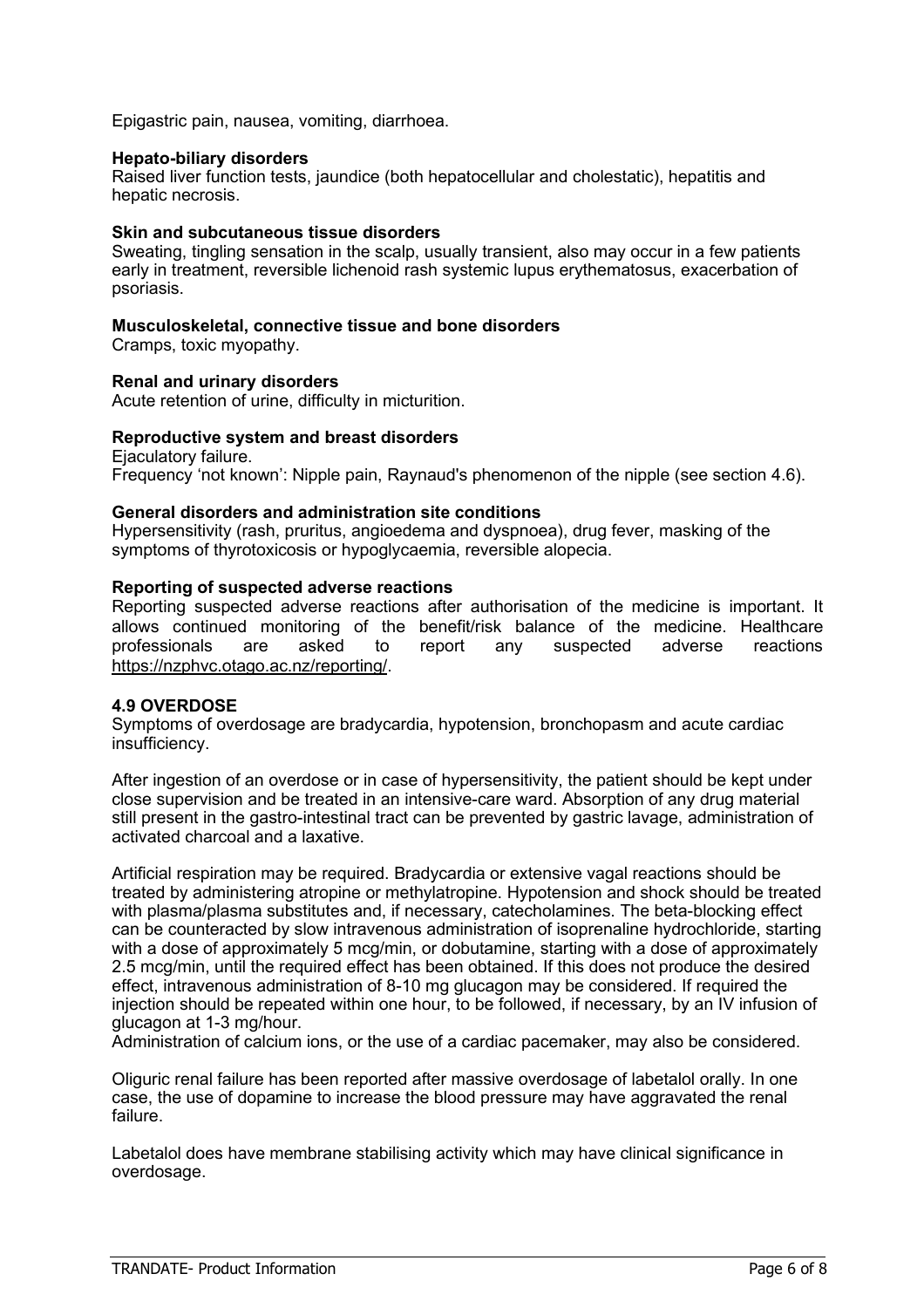Epigastric pain, nausea, vomiting, diarrhoea.

**Hepato-biliary disorders**
Raised liver function tests, jaundice (both hepatocellular and cholestatic), hepatitis and hepatic necrosis.

**Skin and subcutaneous tissue disorders**
Sweating, tingling sensation in the scalp, usually transient, also may occur in a few patients early in treatment, reversible lichenoid rash systemic lupus erythematosus, exacerbation of psoriasis.

**Musculoskeletal, connective tissue and bone disorders**
Cramps, toxic myopathy.

**Renal and urinary disorders**
Acute retention of urine, difficulty in micturition.

**Reproductive system and breast disorders**
Ejaculatory failure.
Frequency 'not known': Nipple pain, Raynaud's phenomenon of the nipple (see section 4.6).

**General disorders and administration site conditions**
Hypersensitivity (rash, pruritus, angioedema and dyspnoea), drug fever, masking of the symptoms of thyrotoxicosis or hypoglycaemia, reversible alopecia.

**Reporting of suspected adverse reactions**
Reporting suspected adverse reactions after authorisation of the medicine is important. It allows continued monitoring of the benefit/risk balance of the medicine. Healthcare professionals are asked to report any suspected adverse reactions https://nzphvc.otago.ac.nz/reporting/.

### 4.9 OVERDOSE

Symptoms of overdosage are bradycardia, hypotension, bronchopasm and acute cardiac insufficiency.

After ingestion of an overdose or in case of hypersensitivity, the patient should be kept under close supervision and be treated in an intensive-care ward. Absorption of any drug material still present in the gastro-intestinal tract can be prevented by gastric lavage, administration of activated charcoal and a laxative.

Artificial respiration may be required. Bradycardia or extensive vagal reactions should be treated by administering atropine or methylatropine. Hypotension and shock should be treated with plasma/plasma substitutes and, if necessary, catecholamines. The beta-blocking effect can be counteracted by slow intravenous administration of isoprenaline hydrochloride, starting with a dose of approximately 5 mcg/min, or dobutamine, starting with a dose of approximately 2.5 mcg/min, until the required effect has been obtained. If this does not produce the desired effect, intravenous administration of 8-10 mg glucagon may be considered. If required the injection should be repeated within one hour, to be followed, if necessary, by an IV infusion of glucagon at 1-3 mg/hour.
Administration of calcium ions, or the use of a cardiac pacemaker, may also be considered.

Oliguric renal failure has been reported after massive overdosage of labetalol orally. In one case, the use of dopamine to increase the blood pressure may have aggravated the renal failure.

Labetalol does have membrane stabilising activity which may have clinical significance in overdosage.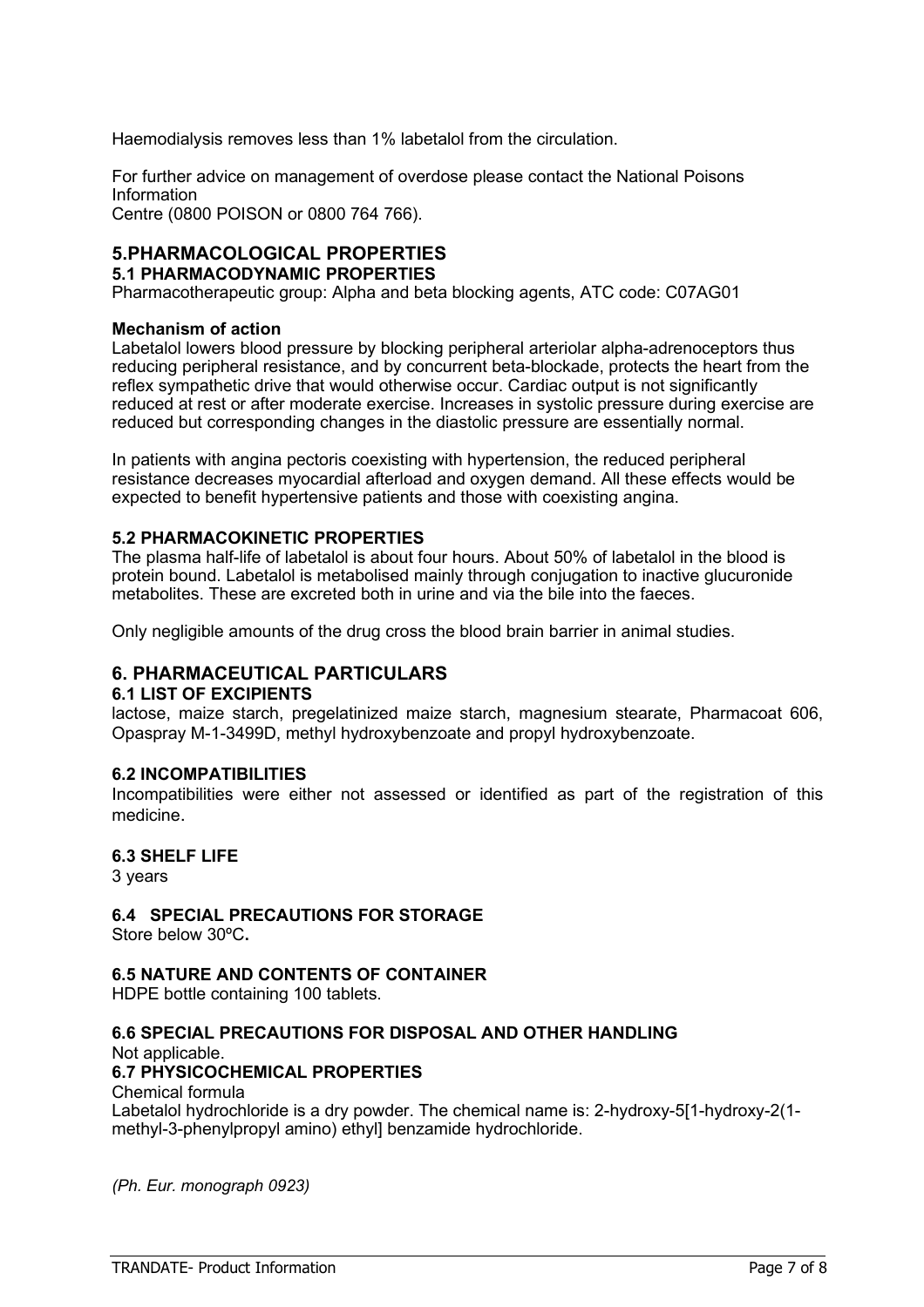Haemodialysis removes less than 1% labetalol from the circulation.

For further advice on management of overdose please contact the National Poisons Information
Centre (0800 POISON or 0800 764 766).

# 5.PHARMACOLOGICAL PROPERTIES

## 5.1 PHARMACODYNAMIC PROPERTIES

Pharmacotherapeutic group: Alpha and beta blocking agents, ATC code: C07AG01

**Mechanism of action**

Labetalol lowers blood pressure by blocking peripheral arteriolar alpha-adrenoceptors thus reducing peripheral resistance, and by concurrent beta-blockade, protects the heart from the reflex sympathetic drive that would otherwise occur. Cardiac output is not significantly reduced at rest or after moderate exercise. Increases in systolic pressure during exercise are reduced but corresponding changes in the diastolic pressure are essentially normal.

In patients with angina pectoris coexisting with hypertension, the reduced peripheral resistance decreases myocardial afterload and oxygen demand. All these effects would be expected to benefit hypertensive patients and those with coexisting angina.

## 5.2 PHARMACOKINETIC PROPERTIES

The plasma half-life of labetalol is about four hours. About 50% of labetalol in the blood is protein bound. Labetalol is metabolised mainly through conjugation to inactive glucuronide metabolites. These are excreted both in urine and via the bile into the faeces.

Only negligible amounts of the drug cross the blood brain barrier in animal studies.

# 6. PHARMACEUTICAL PARTICULARS

## 6.1 LIST OF EXCIPIENTS

lactose, maize starch, pregelatinized maize starch, magnesium stearate, Pharmacoat 606, Opaspray M-1-3499D, methyl hydroxybenzoate and propyl hydroxybenzoate.

## 6.2 INCOMPATIBILITIES

Incompatibilities were either not assessed or identified as part of the registration of this medicine.

## 6.3 SHELF LIFE

3 years

## 6.4 SPECIAL PRECAUTIONS FOR STORAGE

Store below 30ºC**.**

## 6.5 NATURE AND CONTENTS OF CONTAINER

HDPE bottle containing 100 tablets.

## 6.6 SPECIAL PRECAUTIONS FOR DISPOSAL AND OTHER HANDLING

Not applicable.

## 6.7 PHYSICOCHEMICAL PROPERTIES

Chemical formula

Labetalol hydrochloride is a dry powder. The chemical name is: 2-hydroxy-5[1-hydroxy-2(1-methyl-3-phenylpropyl amino) ethyl] benzamide hydrochloride.

*(Ph. Eur. monograph 0923)*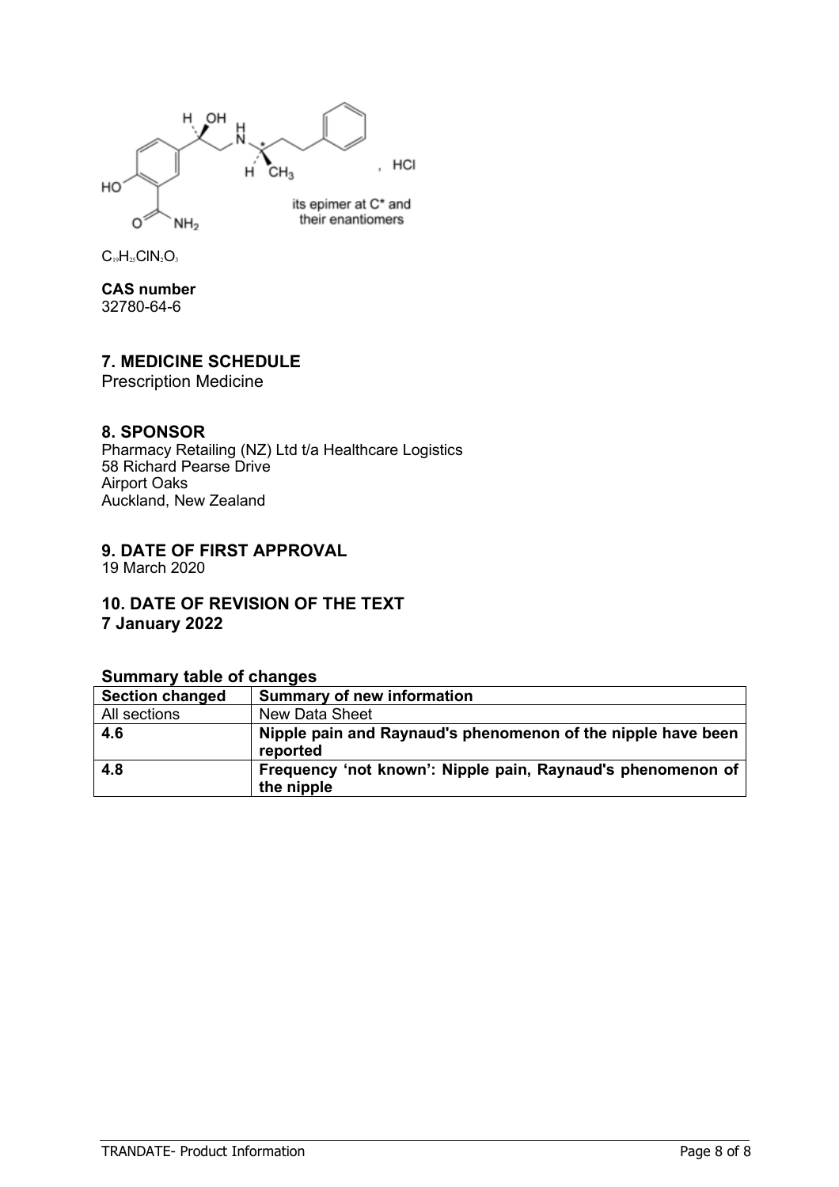H OH

HO

O NH2

, HCl

its epimer at C* and their enantiomers

$C_{19}H_{25}ClN_2O_3$

**CAS number**
32780-64-6

## 7. MEDICINE SCHEDULE

Prescription Medicine

## 8. SPONSOR

Pharmacy Retailing (NZ) Ltd t/a Healthcare Logistics
58 Richard Pearse Drive
Airport Oaks
Auckland, New Zealand

## 9. DATE OF FIRST APPROVAL

19 March 2020

## 10. DATE OF REVISION OF THE TEXT

**7 January 2022**

### Summary table of changes

| Section changed | Summary of new information |
|---|---|
| All sections | New Data Sheet |
| **4.6** | **Nipple pain and Raynaud's phenomenon of the nipple have been reported** |
| **4.8** | **Frequency 'not known': Nipple pain, Raynaud's phenomenon of the nipple** |